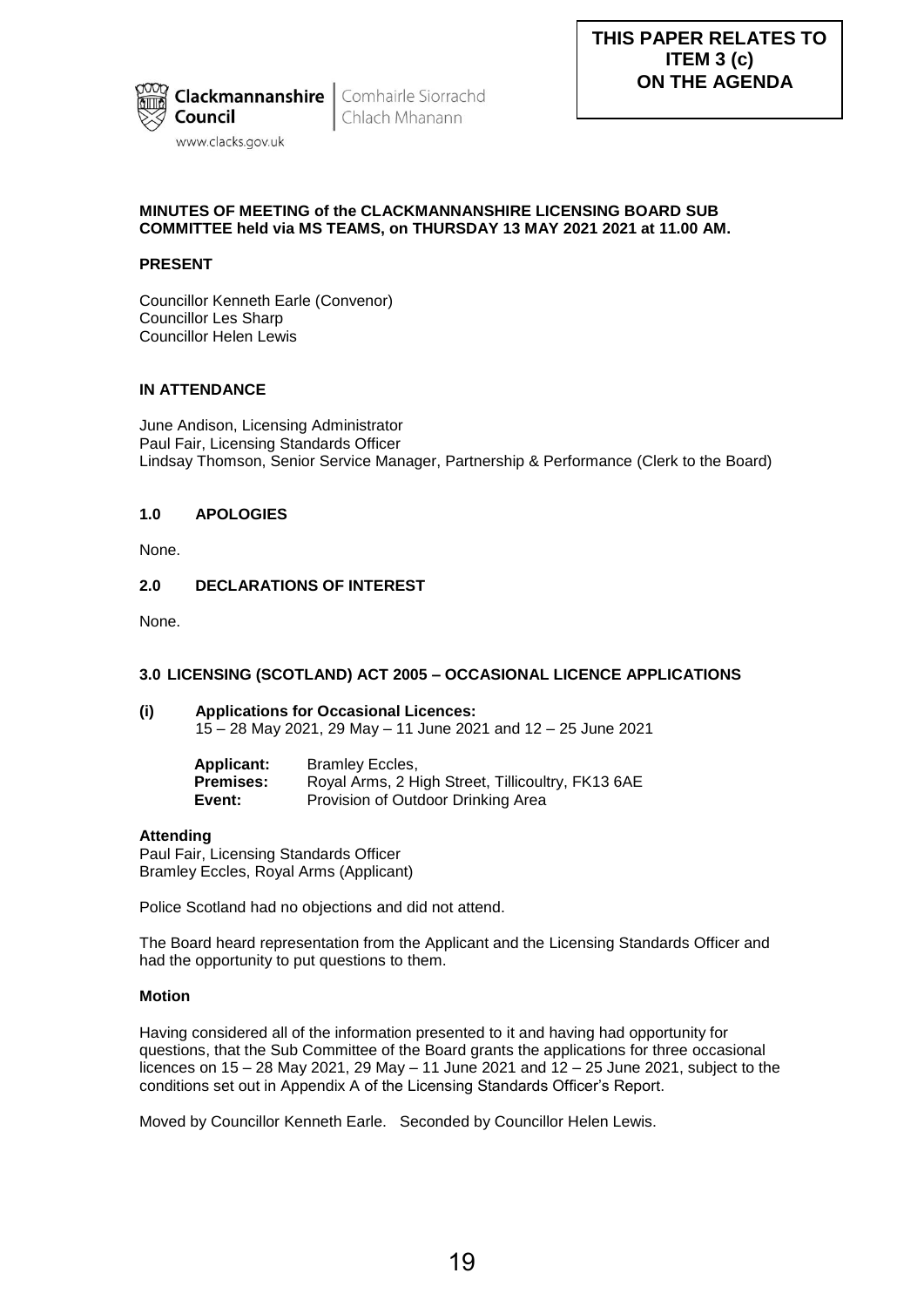**THIS PAPER RELATES TO ITEM 3 (c) ON THE AGENDA**

Clackmannanshire Council | Comhairle Siorrachd Chlach Mhanann

www.clacks.gov.uk

**MINUTES OF MEETING of the CLACKMANNANSHIRE LICENSING BOARD SUB COMMITTEE held via MS TEAMS, on THURSDAY 13 MAY 2021 2021 at 11.00 AM.**

**PRESENT**

Councillor Kenneth Earle (Convenor)
Councillor Les Sharp
Councillor Helen Lewis

**IN ATTENDANCE**

June Andison, Licensing Administrator
Paul Fair, Licensing Standards Officer
Lindsay Thomson, Senior Service Manager, Partnership & Performance (Clerk to the Board)

## 1.0 APOLOGIES

None.

## 2.0 DECLARATIONS OF INTEREST

None.

## 3.0 LICENSING (SCOTLAND) ACT 2005 – OCCASIONAL LICENCE APPLICATIONS

**(i) Applications for Occasional Licences:**
15 – 28 May 2021, 29 May – 11 June 2021 and 12 – 25 June 2021

| | |
|---|---|
| **Applicant:** | Bramley Eccles, |
| **Premises:** | Royal Arms, 2 High Street, Tillicoultry, FK13 6AE |
| **Event:** | Provision of Outdoor Drinking Area |

**Attending**
Paul Fair, Licensing Standards Officer
Bramley Eccles, Royal Arms (Applicant)

Police Scotland had no objections and did not attend.

The Board heard representation from the Applicant and the Licensing Standards Officer and had the opportunity to put questions to them.

**Motion**

Having considered all of the information presented to it and having had opportunity for questions, that the Sub Committee of the Board grants the applications for three occasional licences on 15 – 28 May 2021, 29 May – 11 June 2021 and 12 – 25 June 2021, subject to the conditions set out in Appendix A of the Licensing Standards Officer's Report.

Moved by Councillor Kenneth Earle. Seconded by Councillor Helen Lewis.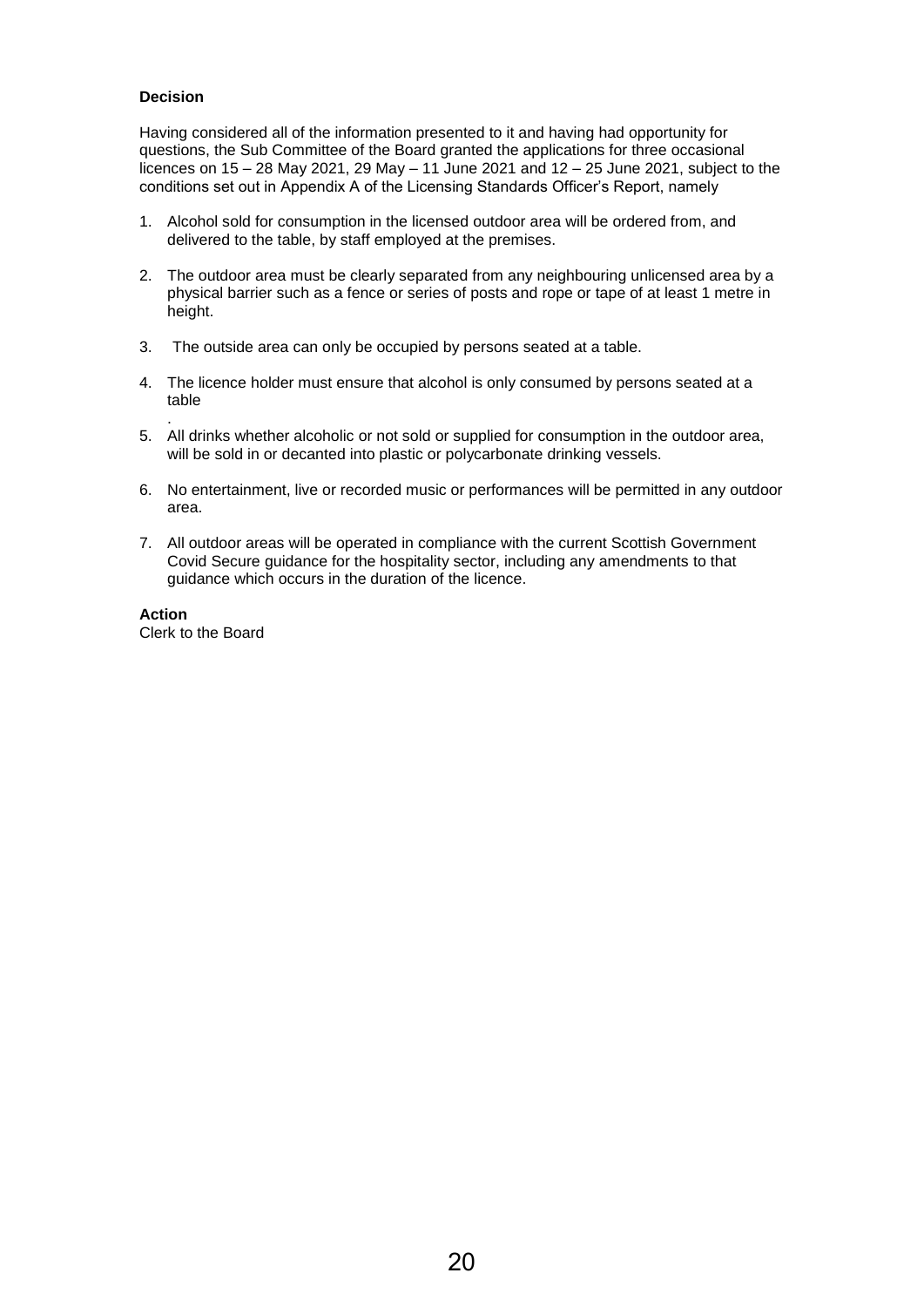**Decision**

Having considered all of the information presented to it and having had opportunity for questions, the Sub Committee of the Board granted the applications for three occasional licences on 15 – 28 May 2021, 29 May – 11 June 2021 and 12 – 25 June 2021, subject to the conditions set out in Appendix A of the Licensing Standards Officer's Report, namely

1. Alcohol sold for consumption in the licensed outdoor area will be ordered from, and delivered to the table, by staff employed at the premises.

2. The outdoor area must be clearly separated from any neighbouring unlicensed area by a physical barrier such as a fence or series of posts and rope or tape of at least 1 metre in height.

3. The outside area can only be occupied by persons seated at a table.

4. The licence holder must ensure that alcohol is only consumed by persons seated at a table
.

5. All drinks whether alcoholic or not sold or supplied for consumption in the outdoor area, will be sold in or decanted into plastic or polycarbonate drinking vessels.

6. No entertainment, live or recorded music or performances will be permitted in any outdoor area.

7. All outdoor areas will be operated in compliance with the current Scottish Government Covid Secure guidance for the hospitality sector, including any amendments to that guidance which occurs in the duration of the licence.

**Action**
Clerk to the Board